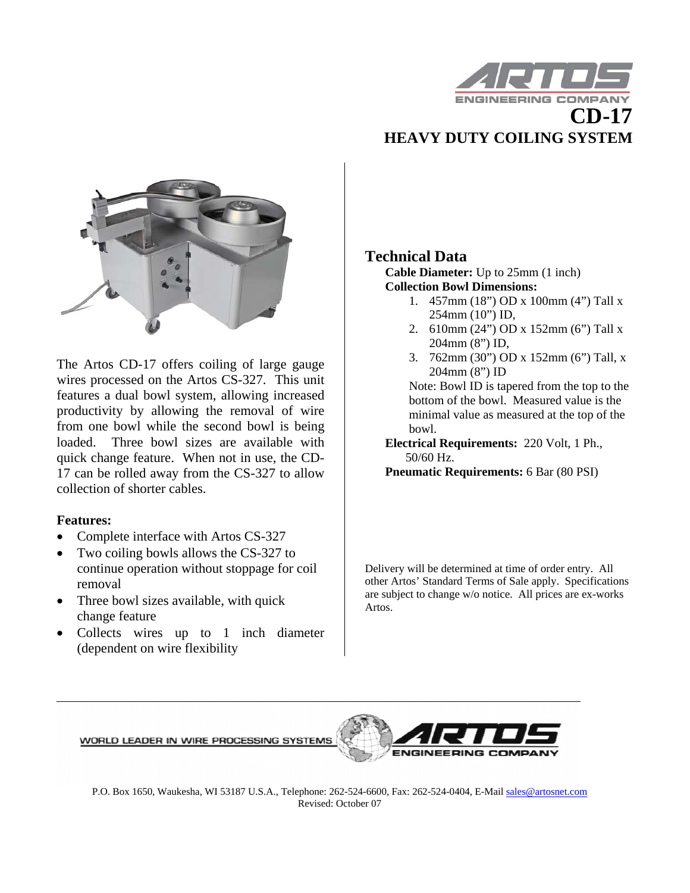# CD-17

## HEAVY DUTY COILING SYSTEM

The Artos CD-17 offers coiling of large gauge wires processed on the Artos CS-327. This unit features a dual bowl system, allowing increased productivity by allowing the removal of wire from one bowl while the second bowl is being loaded. Three bowl sizes are available with quick change feature. When not in use, the CD-17 can be rolled away from the CS-327 to allow collection of shorter cables.

**Features:**

- Complete interface with Artos CS-327
- Two coiling bowls allows the CS-327 to continue operation without stoppage for coil removal
- Three bowl sizes available, with quick change feature
- Collects wires up to 1 inch diameter (dependent on wire flexibility

## Technical Data

**Cable Diameter:** Up to 25mm (1 inch)

**Collection Bowl Dimensions:**

1. 457mm (18") OD x 100mm (4") Tall x 254mm (10") ID,
2. 610mm (24") OD x 152mm (6") Tall x 204mm (8") ID,
3. 762mm (30") OD x 152mm (6") Tall, x 204mm (8") ID

Note: Bowl ID is tapered from the top to the bottom of the bowl. Measured value is the minimal value as measured at the top of the bowl.

**Electrical Requirements:** 220 Volt, 1 Ph., 50/60 Hz.

**Pneumatic Requirements:** 6 Bar (80 PSI)

Delivery will be determined at time of order entry. All other Artos' Standard Terms of Sale apply. Specifications are subject to change w/o notice. All prices are ex-works Artos.

WORLD LEADER IN WIRE PROCESSING SYSTEMS

ARTOS ENGINEERING COMPANY

P.O. Box 1650, Waukesha, WI 53187 U.S.A., Telephone: 262-524-6600, Fax: 262-524-0404, E-Mail sales@artosnet.com
Revised: October 07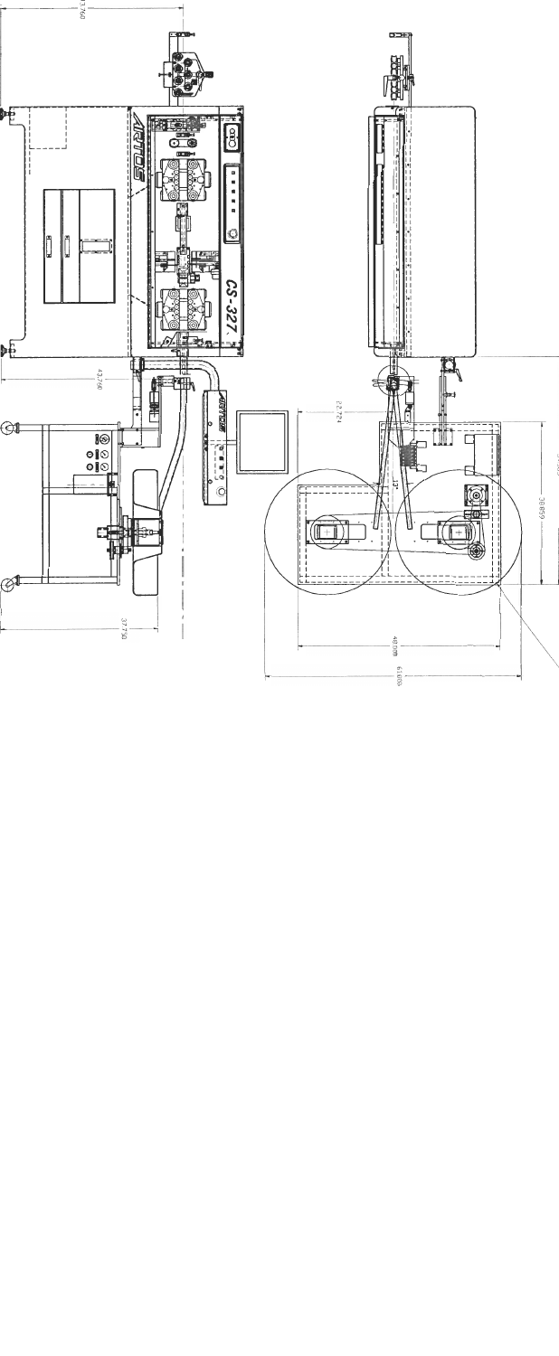13.760

ARTOS

CS-327

43.740

37.750

22.724

38.859

48.000

61.000